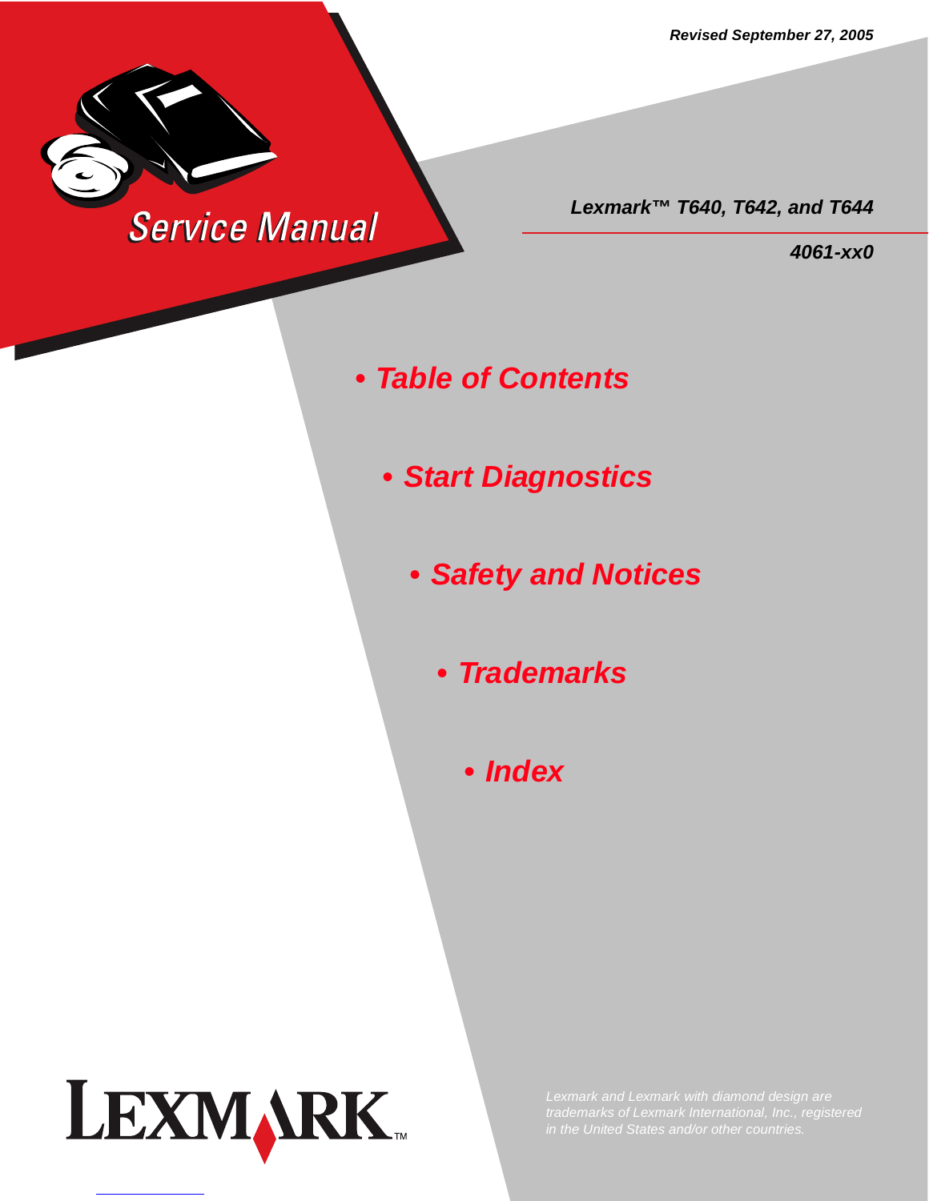*Revised September 27, 2005*

# Service Manual

***Lexmark™ T640, T642, and T644***

***4061-xx0***

- **Table of Contents**
- **Start Diagnostics**
- **Safety and Notices**
- **Trademarks**
- **Index**

LEXMARK™

*Lexmark and Lexmark with diamond design are trademarks of Lexmark International, Inc., registered in the United States and/or other countries.*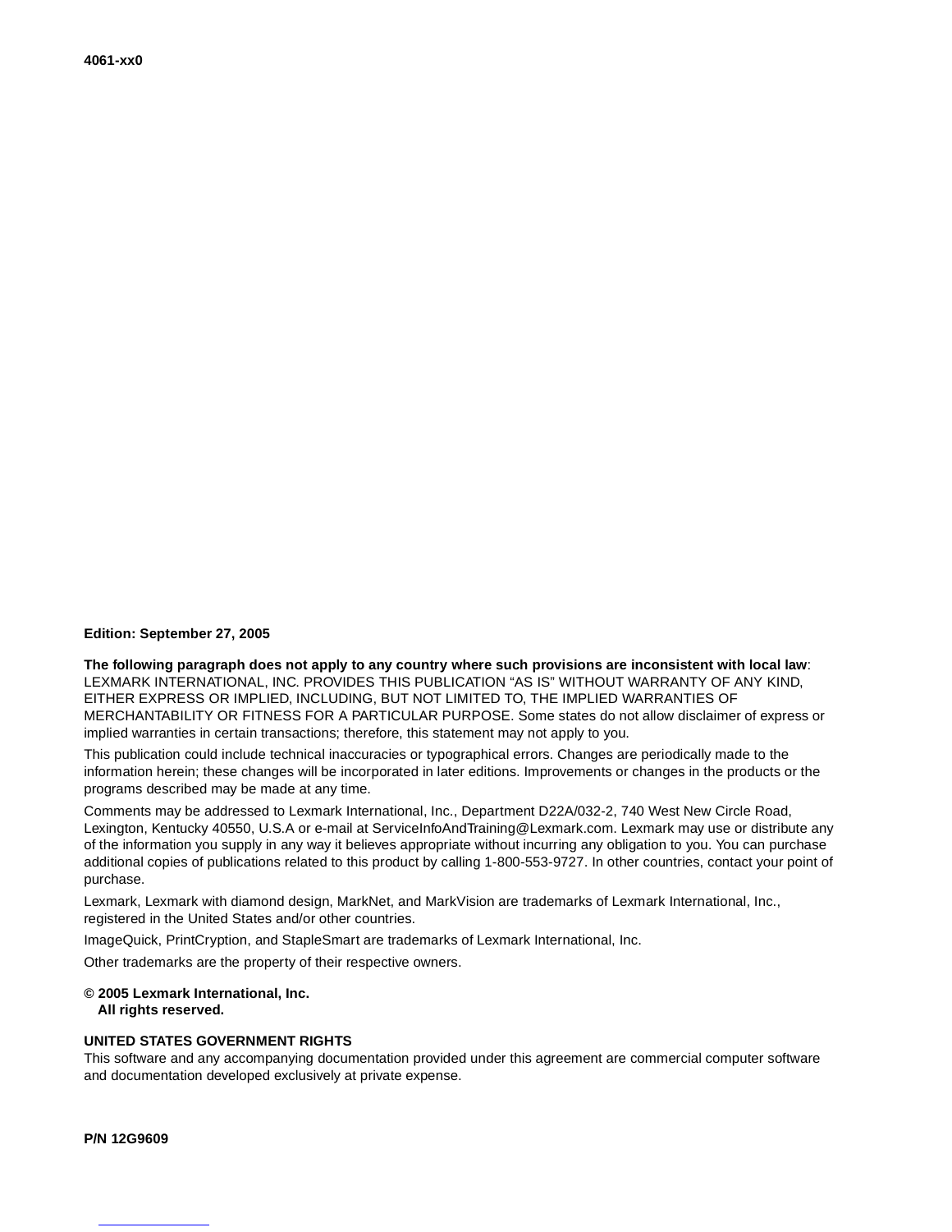**Edition: September 27, 2005**

**The following paragraph does not apply to any country where such provisions are inconsistent with local law**: LEXMARK INTERNATIONAL, INC. PROVIDES THIS PUBLICATION "AS IS" WITHOUT WARRANTY OF ANY KIND, EITHER EXPRESS OR IMPLIED, INCLUDING, BUT NOT LIMITED TO, THE IMPLIED WARRANTIES OF MERCHANTABILITY OR FITNESS FOR A PARTICULAR PURPOSE. Some states do not allow disclaimer of express or implied warranties in certain transactions; therefore, this statement may not apply to you.

This publication could include technical inaccuracies or typographical errors. Changes are periodically made to the information herein; these changes will be incorporated in later editions. Improvements or changes in the products or the programs described may be made at any time.

Comments may be addressed to Lexmark International, Inc., Department D22A/032-2, 740 West New Circle Road, Lexington, Kentucky 40550, U.S.A or e-mail at ServiceInfoAndTraining@Lexmark.com. Lexmark may use or distribute any of the information you supply in any way it believes appropriate without incurring any obligation to you. You can purchase additional copies of publications related to this product by calling 1-800-553-9727. In other countries, contact your point of purchase.

Lexmark, Lexmark with diamond design, MarkNet, and MarkVision are trademarks of Lexmark International, Inc., registered in the United States and/or other countries.

ImageQuick, PrintCryption, and StapleSmart are trademarks of Lexmark International, Inc.

Other trademarks are the property of their respective owners.

**© 2005 Lexmark International, Inc.**
**All rights reserved.**

**UNITED STATES GOVERNMENT RIGHTS**
This software and any accompanying documentation provided under this agreement are commercial computer software and documentation developed exclusively at private expense.

**P/N 12G9609**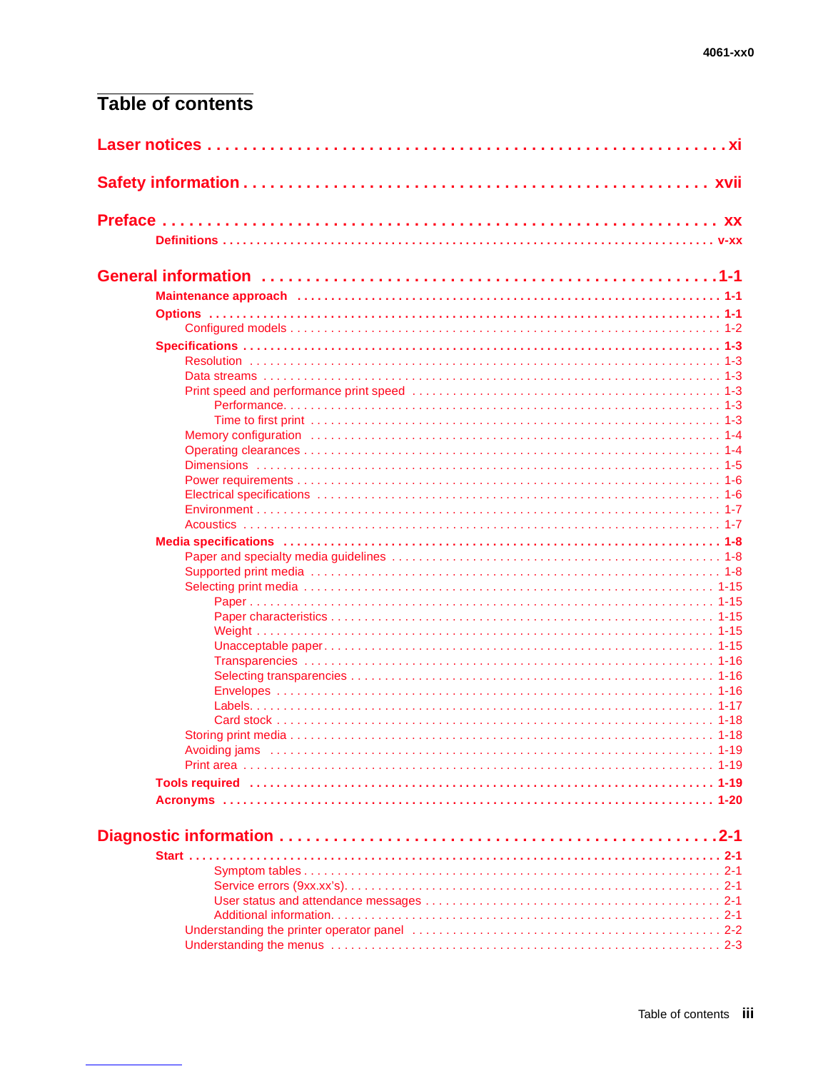# Table of contents

**Laser notices . . . . . . . . . . . . . . . . . . . . . . . . . . . . . . . . . . . . . . . . . . . . . . . . . . . . xi**

**Safety information . . . . . . . . . . . . . . . . . . . . . . . . . . . . . . . . . . . . . . . . . . . . . . . . xvii**

**Preface . . . . . . . . . . . . . . . . . . . . . . . . . . . . . . . . . . . . . . . . . . . . . . . . . . . . . . . . xx**

- **Definitions . . . . . . . . . . . . . . . . . . . . . . . . . . . . . . . . . . . . . . . . . . . . . . . . . . v-xx**

**General information . . . . . . . . . . . . . . . . . . . . . . . . . . . . . . . . . . . . . . . . . . . . . . 1-1**

- **Maintenance approach . . . . . . . . . . . . . . . . . . . . . . . . . . . . . . . . . . . . . . . . . 1-1**
- **Options . . . . . . . . . . . . . . . . . . . . . . . . . . . . . . . . . . . . . . . . . . . . . . . . . . . . 1-1**
  - Configured models . . . . . . . . . . . . . . . . . . . . . . . . . . . . . . . . . . . . . . . . . . 1-2
- **Specifications . . . . . . . . . . . . . . . . . . . . . . . . . . . . . . . . . . . . . . . . . . . . . . . 1-3**
  - Resolution . . . . . . . . . . . . . . . . . . . . . . . . . . . . . . . . . . . . . . . . . . . . . . . . 1-3
  - Data streams . . . . . . . . . . . . . . . . . . . . . . . . . . . . . . . . . . . . . . . . . . . . . . 1-3
  - Print speed and performance print speed . . . . . . . . . . . . . . . . . . . . . . . . . . 1-3
    - Performance. . . . . . . . . . . . . . . . . . . . . . . . . . . . . . . . . . . . . . . . . . . . 1-3
    - Time to first print . . . . . . . . . . . . . . . . . . . . . . . . . . . . . . . . . . . . . . . . 1-3
  - Memory configuration . . . . . . . . . . . . . . . . . . . . . . . . . . . . . . . . . . . . . . . 1-4
  - Operating clearances . . . . . . . . . . . . . . . . . . . . . . . . . . . . . . . . . . . . . . . . 1-4
  - Dimensions . . . . . . . . . . . . . . . . . . . . . . . . . . . . . . . . . . . . . . . . . . . . . . 1-5
  - Power requirements . . . . . . . . . . . . . . . . . . . . . . . . . . . . . . . . . . . . . . . . . 1-6
  - Electrical specifications . . . . . . . . . . . . . . . . . . . . . . . . . . . . . . . . . . . . . . 1-6
  - Environment . . . . . . . . . . . . . . . . . . . . . . . . . . . . . . . . . . . . . . . . . . . . . . 1-7
  - Acoustics . . . . . . . . . . . . . . . . . . . . . . . . . . . . . . . . . . . . . . . . . . . . . . . . 1-7
- **Media specifications . . . . . . . . . . . . . . . . . . . . . . . . . . . . . . . . . . . . . . . . . 1-8**
  - Paper and specialty media guidelines . . . . . . . . . . . . . . . . . . . . . . . . . . . . . 1-8
  - Supported print media . . . . . . . . . . . . . . . . . . . . . . . . . . . . . . . . . . . . . . . 1-8
  - Selecting print media . . . . . . . . . . . . . . . . . . . . . . . . . . . . . . . . . . . . . . . 1-15
    - Paper . . . . . . . . . . . . . . . . . . . . . . . . . . . . . . . . . . . . . . . . . . . . . . . . 1-15
    - Paper characteristics . . . . . . . . . . . . . . . . . . . . . . . . . . . . . . . . . . . . . 1-15
    - Weight . . . . . . . . . . . . . . . . . . . . . . . . . . . . . . . . . . . . . . . . . . . . . . . 1-15
    - Unacceptable paper . . . . . . . . . . . . . . . . . . . . . . . . . . . . . . . . . . . . . . 1-15
    - Transparencies . . . . . . . . . . . . . . . . . . . . . . . . . . . . . . . . . . . . . . . . . 1-16
    - Selecting transparencies . . . . . . . . . . . . . . . . . . . . . . . . . . . . . . . . . . . 1-16
    - Envelopes . . . . . . . . . . . . . . . . . . . . . . . . . . . . . . . . . . . . . . . . . . . . . 1-16
    - Labels. . . . . . . . . . . . . . . . . . . . . . . . . . . . . . . . . . . . . . . . . . . . . . . . 1-17
    - Card stock . . . . . . . . . . . . . . . . . . . . . . . . . . . . . . . . . . . . . . . . . . . . . 1-18
  - Storing print media . . . . . . . . . . . . . . . . . . . . . . . . . . . . . . . . . . . . . . . . . 1-18
  - Avoiding jams . . . . . . . . . . . . . . . . . . . . . . . . . . . . . . . . . . . . . . . . . . . . 1-19
  - Print area . . . . . . . . . . . . . . . . . . . . . . . . . . . . . . . . . . . . . . . . . . . . . . . 1-19
- **Tools required . . . . . . . . . . . . . . . . . . . . . . . . . . . . . . . . . . . . . . . . . . . . . 1-19**
- **Acronyms . . . . . . . . . . . . . . . . . . . . . . . . . . . . . . . . . . . . . . . . . . . . . . . . . 1-20**

**Diagnostic information . . . . . . . . . . . . . . . . . . . . . . . . . . . . . . . . . . . . . . . . . . . . 2-1**

- **Start . . . . . . . . . . . . . . . . . . . . . . . . . . . . . . . . . . . . . . . . . . . . . . . . . . . . . . 2-1**
    - Symptom tables . . . . . . . . . . . . . . . . . . . . . . . . . . . . . . . . . . . . . . . . . . 2-1
    - Service errors (9xx.xx's). . . . . . . . . . . . . . . . . . . . . . . . . . . . . . . . . . . . 2-1
    - User status and attendance messages . . . . . . . . . . . . . . . . . . . . . . . . . . 2-1
    - Additional information. . . . . . . . . . . . . . . . . . . . . . . . . . . . . . . . . . . . . 2-1
  - Understanding the printer operator panel . . . . . . . . . . . . . . . . . . . . . . . . . . 2-2
  - Understanding the menus . . . . . . . . . . . . . . . . . . . . . . . . . . . . . . . . . . . . . 2-3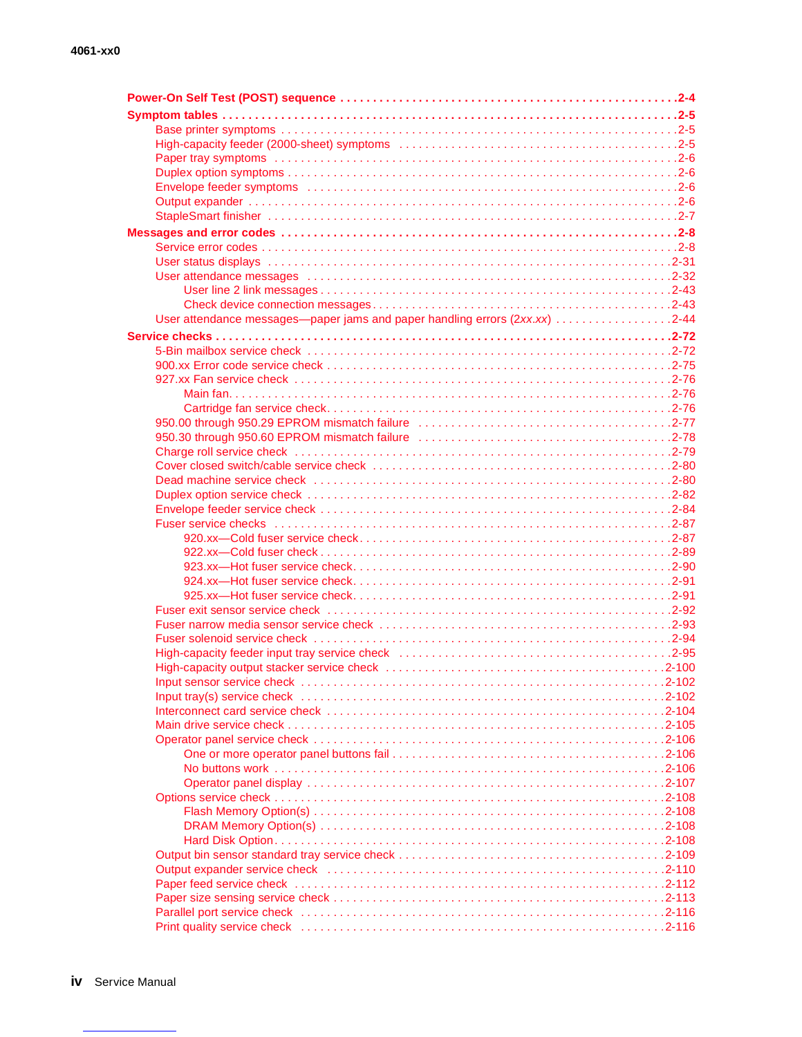- **Power-On Self Test (POST) sequence** . . . . . . . . . . . . . . . . . . . . . . . . . . . . . . . . . . . . . . . . . . . . . . . . . . . . . . . . 2-4
- **Symptom tables** . . . . . . . . . . . . . . . . . . . . . . . . . . . . . . . . . . . . . . . . . . . . . . . . . . . . . . . . . . . . . . . . . . . . . . . . 2-5
  - Base printer symptoms . . . . . . . . . . . . . . . . . . . . . . . . . . . . . . . . . . . . . . . . . . . . . . . . . . . . . . . . . . . . 2-5
  - High-capacity feeder (2000-sheet) symptoms . . . . . . . . . . . . . . . . . . . . . . . . . . . . . . . . . . . . . . . . . . 2-5
  - Paper tray symptoms . . . . . . . . . . . . . . . . . . . . . . . . . . . . . . . . . . . . . . . . . . . . . . . . . . . . . . . . . . . . . . 2-6
  - Duplex option symptoms . . . . . . . . . . . . . . . . . . . . . . . . . . . . . . . . . . . . . . . . . . . . . . . . . . . . . . . . . . . 2-6
  - Envelope feeder symptoms . . . . . . . . . . . . . . . . . . . . . . . . . . . . . . . . . . . . . . . . . . . . . . . . . . . . . . . . . 2-6
  - Output expander . . . . . . . . . . . . . . . . . . . . . . . . . . . . . . . . . . . . . . . . . . . . . . . . . . . . . . . . . . . . . . . . . . 2-6
  - StapleSmart finisher . . . . . . . . . . . . . . . . . . . . . . . . . . . . . . . . . . . . . . . . . . . . . . . . . . . . . . . . . . . . . . 2-7
- **Messages and error codes** . . . . . . . . . . . . . . . . . . . . . . . . . . . . . . . . . . . . . . . . . . . . . . . . . . . . . . . . . . . . . . 2-8
  - Service error codes . . . . . . . . . . . . . . . . . . . . . . . . . . . . . . . . . . . . . . . . . . . . . . . . . . . . . . . . . . . . . . . . 2-8
  - User status displays . . . . . . . . . . . . . . . . . . . . . . . . . . . . . . . . . . . . . . . . . . . . . . . . . . . . . . . . . . . . . . 2-31
  - User attendance messages . . . . . . . . . . . . . . . . . . . . . . . . . . . . . . . . . . . . . . . . . . . . . . . . . . . . . . . . . 2-32
    - User line 2 link messages . . . . . . . . . . . . . . . . . . . . . . . . . . . . . . . . . . . . . . . . . . . . . . . . . . . . . . . 2-43
    - Check device connection messages . . . . . . . . . . . . . . . . . . . . . . . . . . . . . . . . . . . . . . . . . . . . . . . 2-43
  - User attendance messages—paper jams and paper handling errors (2*xx.xx*) . . . . . . . . . . . . . . . . . 2-44
- **Service checks** . . . . . . . . . . . . . . . . . . . . . . . . . . . . . . . . . . . . . . . . . . . . . . . . . . . . . . . . . . . . . . . . . . . . . . . 2-72
  - 5-Bin mailbox service check . . . . . . . . . . . . . . . . . . . . . . . . . . . . . . . . . . . . . . . . . . . . . . . . . . . . . . . . 2-72
  - 900.xx Error code service check . . . . . . . . . . . . . . . . . . . . . . . . . . . . . . . . . . . . . . . . . . . . . . . . . . . . . 2-75
  - 927.xx Fan service check . . . . . . . . . . . . . . . . . . . . . . . . . . . . . . . . . . . . . . . . . . . . . . . . . . . . . . . . . . 2-76
    - Main fan . . . . . . . . . . . . . . . . . . . . . . . . . . . . . . . . . . . . . . . . . . . . . . . . . . . . . . . . . . . . . . . . . . . . . 2-76
    - Cartridge fan service check . . . . . . . . . . . . . . . . . . . . . . . . . . . . . . . . . . . . . . . . . . . . . . . . . . . . . . 2-76
  - 950.00 through 950.29 EPROM mismatch failure . . . . . . . . . . . . . . . . . . . . . . . . . . . . . . . . . . . . . . . 2-77
  - 950.30 through 950.60 EPROM mismatch failure . . . . . . . . . . . . . . . . . . . . . . . . . . . . . . . . . . . . . . . 2-78
  - Charge roll service check . . . . . . . . . . . . . . . . . . . . . . . . . . . . . . . . . . . . . . . . . . . . . . . . . . . . . . . . . . 2-79
  - Cover closed switch/cable service check . . . . . . . . . . . . . . . . . . . . . . . . . . . . . . . . . . . . . . . . . . . . . . 2-80
  - Dead machine service check . . . . . . . . . . . . . . . . . . . . . . . . . . . . . . . . . . . . . . . . . . . . . . . . . . . . . . . 2-80
  - Duplex option service check . . . . . . . . . . . . . . . . . . . . . . . . . . . . . . . . . . . . . . . . . . . . . . . . . . . . . . . 2-82
  - Envelope feeder service check . . . . . . . . . . . . . . . . . . . . . . . . . . . . . . . . . . . . . . . . . . . . . . . . . . . . . . 2-84
  - Fuser service checks . . . . . . . . . . . . . . . . . . . . . . . . . . . . . . . . . . . . . . . . . . . . . . . . . . . . . . . . . . . . . . 2-87
    - 920.xx—Cold fuser service check . . . . . . . . . . . . . . . . . . . . . . . . . . . . . . . . . . . . . . . . . . . . . . . . . 2-87
    - 922.xx—Cold fuser check . . . . . . . . . . . . . . . . . . . . . . . . . . . . . . . . . . . . . . . . . . . . . . . . . . . . . . . 2-89
    - 923.xx—Hot fuser service check . . . . . . . . . . . . . . . . . . . . . . . . . . . . . . . . . . . . . . . . . . . . . . . . . . 2-90
    - 924.xx—Hot fuser service check . . . . . . . . . . . . . . . . . . . . . . . . . . . . . . . . . . . . . . . . . . . . . . . . . . 2-91
    - 925.xx—Hot fuser service check . . . . . . . . . . . . . . . . . . . . . . . . . . . . . . . . . . . . . . . . . . . . . . . . . . 2-91
  - Fuser exit sensor service check . . . . . . . . . . . . . . . . . . . . . . . . . . . . . . . . . . . . . . . . . . . . . . . . . . . . . 2-92
  - Fuser narrow media sensor service check . . . . . . . . . . . . . . . . . . . . . . . . . . . . . . . . . . . . . . . . . . . . 2-93
  - Fuser solenoid service check . . . . . . . . . . . . . . . . . . . . . . . . . . . . . . . . . . . . . . . . . . . . . . . . . . . . . . . 2-94
  - High-capacity feeder input tray service check . . . . . . . . . . . . . . . . . . . . . . . . . . . . . . . . . . . . . . . . . 2-95
  - High-capacity output stacker service check . . . . . . . . . . . . . . . . . . . . . . . . . . . . . . . . . . . . . . . . . . . 2-100
  - Input sensor service check . . . . . . . . . . . . . . . . . . . . . . . . . . . . . . . . . . . . . . . . . . . . . . . . . . . . . . . . 2-102
  - Input tray(s) service check . . . . . . . . . . . . . . . . . . . . . . . . . . . . . . . . . . . . . . . . . . . . . . . . . . . . . . . . 2-102
  - Interconnect card service check . . . . . . . . . . . . . . . . . . . . . . . . . . . . . . . . . . . . . . . . . . . . . . . . . . . . 2-104
  - Main drive service check . . . . . . . . . . . . . . . . . . . . . . . . . . . . . . . . . . . . . . . . . . . . . . . . . . . . . . . . . . 2-105
  - Operator panel service check . . . . . . . . . . . . . . . . . . . . . . . . . . . . . . . . . . . . . . . . . . . . . . . . . . . . . . 2-106
    - One or more operator panel buttons fail . . . . . . . . . . . . . . . . . . . . . . . . . . . . . . . . . . . . . . . . . . . 2-106
    - No buttons work . . . . . . . . . . . . . . . . . . . . . . . . . . . . . . . . . . . . . . . . . . . . . . . . . . . . . . . . . . . . . . 2-106
    - Operator panel display . . . . . . . . . . . . . . . . . . . . . . . . . . . . . . . . . . . . . . . . . . . . . . . . . . . . . . . . . 2-107
  - Options service check . . . . . . . . . . . . . . . . . . . . . . . . . . . . . . . . . . . . . . . . . . . . . . . . . . . . . . . . . . . . 2-108
    - Flash Memory Option(s) . . . . . . . . . . . . . . . . . . . . . . . . . . . . . . . . . . . . . . . . . . . . . . . . . . . . . . . . 2-108
    - DRAM Memory Option(s) . . . . . . . . . . . . . . . . . . . . . . . . . . . . . . . . . . . . . . . . . . . . . . . . . . . . . . . 2-108
    - Hard Disk Option . . . . . . . . . . . . . . . . . . . . . . . . . . . . . . . . . . . . . . . . . . . . . . . . . . . . . . . . . . . . . . 2-108
  - Output bin sensor standard tray service check . . . . . . . . . . . . . . . . . . . . . . . . . . . . . . . . . . . . . . . . 2-109
  - Output expander service check . . . . . . . . . . . . . . . . . . . . . . . . . . . . . . . . . . . . . . . . . . . . . . . . . . . . 2-110
  - Paper feed service check . . . . . . . . . . . . . . . . . . . . . . . . . . . . . . . . . . . . . . . . . . . . . . . . . . . . . . . . . 2-112
  - Paper size sensing service check . . . . . . . . . . . . . . . . . . . . . . . . . . . . . . . . . . . . . . . . . . . . . . . . . . . 2-113
  - Parallel port service check . . . . . . . . . . . . . . . . . . . . . . . . . . . . . . . . . . . . . . . . . . . . . . . . . . . . . . . . 2-116
  - Print quality service check . . . . . . . . . . . . . . . . . . . . . . . . . . . . . . . . . . . . . . . . . . . . . . . . . . . . . . . . 2-116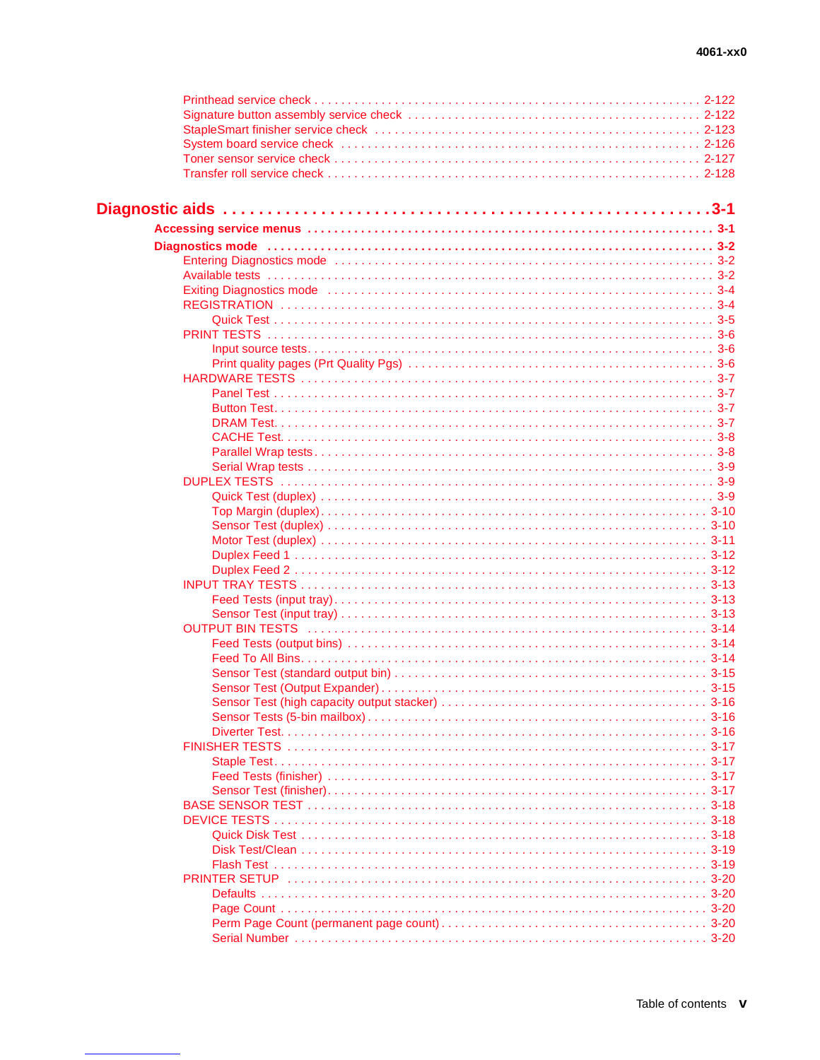Printhead service check . . . . . . . . . . . . . . . . . . . . . . . . . . . . . . . . . . . . . . . . . . . . . . . . . . . . . . . 2-122
Signature button assembly service check . . . . . . . . . . . . . . . . . . . . . . . . . . . . . . . . . . . . . . . . . 2-122
StapleSmart finisher service check . . . . . . . . . . . . . . . . . . . . . . . . . . . . . . . . . . . . . . . . . . . . . . 2-123
System board service check . . . . . . . . . . . . . . . . . . . . . . . . . . . . . . . . . . . . . . . . . . . . . . . . . . 2-126
Toner sensor service check . . . . . . . . . . . . . . . . . . . . . . . . . . . . . . . . . . . . . . . . . . . . . . . . . . . 2-127
Transfer roll service check . . . . . . . . . . . . . . . . . . . . . . . . . . . . . . . . . . . . . . . . . . . . . . . . . . . . 2-128

## Diagnostic aids . . . . . . . . . . . . . . . . . . . . . . . . . . . . . . . . . . . . . . . . . . . . . . . 3-1

**Accessing service menus . . . . . . . . . . . . . . . . . . . . . . . . . . . . . . . . . . . . . . . . . . . . . . . . . . . . 3-1**

**Diagnostics mode . . . . . . . . . . . . . . . . . . . . . . . . . . . . . . . . . . . . . . . . . . . . . . . . . . . . . . . . . . 3-2**

Entering Diagnostics mode . . . . . . . . . . . . . . . . . . . . . . . . . . . . . . . . . . . . . . . . . . . . . . . . . . . . 3-2
Available tests . . . . . . . . . . . . . . . . . . . . . . . . . . . . . . . . . . . . . . . . . . . . . . . . . . . . . . . . . . . . . . 3-2
Exiting Diagnostics mode . . . . . . . . . . . . . . . . . . . . . . . . . . . . . . . . . . . . . . . . . . . . . . . . . . . . . . 3-4
REGISTRATION . . . . . . . . . . . . . . . . . . . . . . . . . . . . . . . . . . . . . . . . . . . . . . . . . . . . . . . . . . . . 3-4
Quick Test . . . . . . . . . . . . . . . . . . . . . . . . . . . . . . . . . . . . . . . . . . . . . . . . . . . . . . . . . . . . . . 3-5
PRINT TESTS . . . . . . . . . . . . . . . . . . . . . . . . . . . . . . . . . . . . . . . . . . . . . . . . . . . . . . . . . . . . . . 3-6
Input source tests. . . . . . . . . . . . . . . . . . . . . . . . . . . . . . . . . . . . . . . . . . . . . . . . . . . . . . . . . . 3-6
Print quality pages (Prt Quality Pgs) . . . . . . . . . . . . . . . . . . . . . . . . . . . . . . . . . . . . . . . . . . . 3-6
HARDWARE TESTS . . . . . . . . . . . . . . . . . . . . . . . . . . . . . . . . . . . . . . . . . . . . . . . . . . . . . . . . . 3-7
Panel Test . . . . . . . . . . . . . . . . . . . . . . . . . . . . . . . . . . . . . . . . . . . . . . . . . . . . . . . . . . . . . . . 3-7
Button Test. . . . . . . . . . . . . . . . . . . . . . . . . . . . . . . . . . . . . . . . . . . . . . . . . . . . . . . . . . . . . . . 3-7
DRAM Test. . . . . . . . . . . . . . . . . . . . . . . . . . . . . . . . . . . . . . . . . . . . . . . . . . . . . . . . . . . . . . . 3-7
CACHE Test. . . . . . . . . . . . . . . . . . . . . . . . . . . . . . . . . . . . . . . . . . . . . . . . . . . . . . . . . . . . . . 3-8
Parallel Wrap tests . . . . . . . . . . . . . . . . . . . . . . . . . . . . . . . . . . . . . . . . . . . . . . . . . . . . . . . . . 3-8
Serial Wrap tests . . . . . . . . . . . . . . . . . . . . . . . . . . . . . . . . . . . . . . . . . . . . . . . . . . . . . . . . . . 3-9
DUPLEX TESTS . . . . . . . . . . . . . . . . . . . . . . . . . . . . . . . . . . . . . . . . . . . . . . . . . . . . . . . . . . . . 3-9
Quick Test (duplex) . . . . . . . . . . . . . . . . . . . . . . . . . . . . . . . . . . . . . . . . . . . . . . . . . . . . . . . . 3-9
Top Margin (duplex) . . . . . . . . . . . . . . . . . . . . . . . . . . . . . . . . . . . . . . . . . . . . . . . . . . . . . . . 3-10
Sensor Test (duplex) . . . . . . . . . . . . . . . . . . . . . . . . . . . . . . . . . . . . . . . . . . . . . . . . . . . . . . . 3-10
Motor Test (duplex) . . . . . . . . . . . . . . . . . . . . . . . . . . . . . . . . . . . . . . . . . . . . . . . . . . . . . . . . 3-11
Duplex Feed 1 . . . . . . . . . . . . . . . . . . . . . . . . . . . . . . . . . . . . . . . . . . . . . . . . . . . . . . . . . . . 3-12
Duplex Feed 2 . . . . . . . . . . . . . . . . . . . . . . . . . . . . . . . . . . . . . . . . . . . . . . . . . . . . . . . . . . . 3-12
INPUT TRAY TESTS . . . . . . . . . . . . . . . . . . . . . . . . . . . . . . . . . . . . . . . . . . . . . . . . . . . . . . . . 3-13
Feed Tests (input tray) . . . . . . . . . . . . . . . . . . . . . . . . . . . . . . . . . . . . . . . . . . . . . . . . . . . . . 3-13
Sensor Test (input tray) . . . . . . . . . . . . . . . . . . . . . . . . . . . . . . . . . . . . . . . . . . . . . . . . . . . . . 3-13
OUTPUT BIN TESTS . . . . . . . . . . . . . . . . . . . . . . . . . . . . . . . . . . . . . . . . . . . . . . . . . . . . . . . . 3-14
Feed Tests (output bins) . . . . . . . . . . . . . . . . . . . . . . . . . . . . . . . . . . . . . . . . . . . . . . . . . . . . 3-14
Feed To All Bins. . . . . . . . . . . . . . . . . . . . . . . . . . . . . . . . . . . . . . . . . . . . . . . . . . . . . . . . . . . 3-14
Sensor Test (standard output bin) . . . . . . . . . . . . . . . . . . . . . . . . . . . . . . . . . . . . . . . . . . . . . 3-15
Sensor Test (Output Expander) . . . . . . . . . . . . . . . . . . . . . . . . . . . . . . . . . . . . . . . . . . . . . . . 3-15
Sensor Test (high capacity output stacker) . . . . . . . . . . . . . . . . . . . . . . . . . . . . . . . . . . . . . . 3-16
Sensor Tests (5-bin mailbox) . . . . . . . . . . . . . . . . . . . . . . . . . . . . . . . . . . . . . . . . . . . . . . . . . 3-16
Diverter Test. . . . . . . . . . . . . . . . . . . . . . . . . . . . . . . . . . . . . . . . . . . . . . . . . . . . . . . . . . . . . . 3-16
FINISHER TESTS . . . . . . . . . . . . . . . . . . . . . . . . . . . . . . . . . . . . . . . . . . . . . . . . . . . . . . . . . . . 3-17
Staple Test. . . . . . . . . . . . . . . . . . . . . . . . . . . . . . . . . . . . . . . . . . . . . . . . . . . . . . . . . . . . . . . 3-17
Feed Tests (finisher) . . . . . . . . . . . . . . . . . . . . . . . . . . . . . . . . . . . . . . . . . . . . . . . . . . . . . . . 3-17
Sensor Test (finisher). . . . . . . . . . . . . . . . . . . . . . . . . . . . . . . . . . . . . . . . . . . . . . . . . . . . . . . 3-17
BASE SENSOR TEST . . . . . . . . . . . . . . . . . . . . . . . . . . . . . . . . . . . . . . . . . . . . . . . . . . . . . . . . 3-18
DEVICE TESTS . . . . . . . . . . . . . . . . . . . . . . . . . . . . . . . . . . . . . . . . . . . . . . . . . . . . . . . . . . . . 3-18
Quick Disk Test . . . . . . . . . . . . . . . . . . . . . . . . . . . . . . . . . . . . . . . . . . . . . . . . . . . . . . . . . . . 3-18
Disk Test/Clean . . . . . . . . . . . . . . . . . . . . . . . . . . . . . . . . . . . . . . . . . . . . . . . . . . . . . . . . . . . 3-19
Flash Test . . . . . . . . . . . . . . . . . . . . . . . . . . . . . . . . . . . . . . . . . . . . . . . . . . . . . . . . . . . . . . . 3-19
PRINTER SETUP . . . . . . . . . . . . . . . . . . . . . . . . . . . . . . . . . . . . . . . . . . . . . . . . . . . . . . . . . . . 3-20
Defaults . . . . . . . . . . . . . . . . . . . . . . . . . . . . . . . . . . . . . . . . . . . . . . . . . . . . . . . . . . . . . . . . . 3-20
Page Count . . . . . . . . . . . . . . . . . . . . . . . . . . . . . . . . . . . . . . . . . . . . . . . . . . . . . . . . . . . . . . 3-20
Perm Page Count (permanent page count) . . . . . . . . . . . . . . . . . . . . . . . . . . . . . . . . . . . . . . 3-20
Serial Number . . . . . . . . . . . . . . . . . . . . . . . . . . . . . . . . . . . . . . . . . . . . . . . . . . . . . . . . . . . . 3-20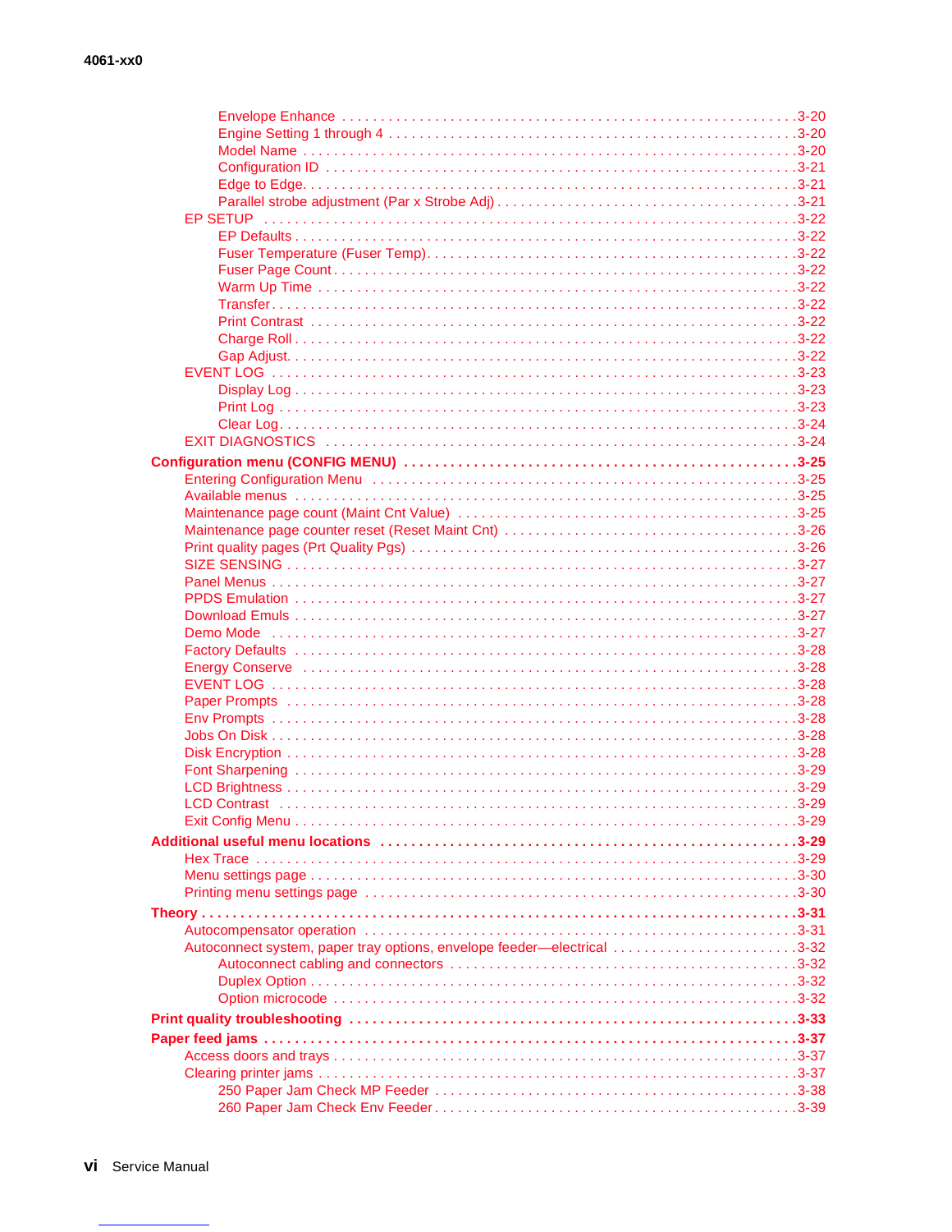- Envelope Enhance . . . . . . . . . . 3-20
- Engine Setting 1 through 4 . . . . . . . . . . 3-20
- Model Name . . . . . . . . . . 3-20
- Configuration ID . . . . . . . . . . 3-21
- Edge to Edge. . . . . . . . . . . 3-21
- Parallel strobe adjustment (Par x Strobe Adj) . . . . . . . . . . 3-21

EP SETUP . . . . . . . . . . 3-22

- EP Defaults . . . . . . . . . . 3-22
- Fuser Temperature (Fuser Temp). . . . . . . . . . . 3-22
- Fuser Page Count . . . . . . . . . . 3-22
- Warm Up Time . . . . . . . . . . 3-22
- Transfer . . . . . . . . . . 3-22
- Print Contrast . . . . . . . . . . 3-22
- Charge Roll . . . . . . . . . . 3-22
- Gap Adjust. . . . . . . . . . . 3-22

EVENT LOG . . . . . . . . . . 3-23

- Display Log . . . . . . . . . . 3-23
- Print Log . . . . . . . . . . 3-23
- Clear Log. . . . . . . . . . . 3-24

EXIT DIAGNOSTICS . . . . . . . . . . 3-24

**Configuration menu (CONFIG MENU) . . . . . . . . . . 3-25**

- Entering Configuration Menu . . . . . . . . . . 3-25
- Available menus . . . . . . . . . . 3-25
- Maintenance page count (Maint Cnt Value) . . . . . . . . . . 3-25
- Maintenance page counter reset (Reset Maint Cnt) . . . . . . . . . . 3-26
- Print quality pages (Prt Quality Pgs) . . . . . . . . . . 3-26
- SIZE SENSING . . . . . . . . . . 3-27
- Panel Menus . . . . . . . . . . 3-27
- PPDS Emulation . . . . . . . . . . 3-27
- Download Emuls . . . . . . . . . . 3-27
- Demo Mode . . . . . . . . . . 3-27
- Factory Defaults . . . . . . . . . . 3-28
- Energy Conserve . . . . . . . . . . 3-28
- EVENT LOG . . . . . . . . . . 3-28
- Paper Prompts . . . . . . . . . . 3-28
- Env Prompts . . . . . . . . . . 3-28
- Jobs On Disk . . . . . . . . . . 3-28
- Disk Encryption . . . . . . . . . . 3-28
- Font Sharpening . . . . . . . . . . 3-29
- LCD Brightness . . . . . . . . . . 3-29
- LCD Contrast . . . . . . . . . . 3-29
- Exit Config Menu . . . . . . . . . . 3-29

**Additional useful menu locations . . . . . . . . . . 3-29**

- Hex Trace . . . . . . . . . . 3-29
- Menu settings page . . . . . . . . . . 3-30
- Printing menu settings page . . . . . . . . . . 3-30

**Theory . . . . . . . . . . 3-31**

- Autocompensator operation . . . . . . . . . . 3-31
- Autoconnect system, paper tray options, envelope feeder—electrical . . . . . . . . . . 3-32
  - Autoconnect cabling and connectors . . . . . . . . . . 3-32
  - Duplex Option . . . . . . . . . . 3-32
  - Option microcode . . . . . . . . . . 3-32

**Print quality troubleshooting . . . . . . . . . . 3-33**

**Paper feed jams . . . . . . . . . . 3-37**

- Access doors and trays . . . . . . . . . . 3-37
- Clearing printer jams . . . . . . . . . . 3-37
  - 250 Paper Jam Check MP Feeder . . . . . . . . . . 3-38
  - 260 Paper Jam Check Env Feeder . . . . . . . . . . 3-39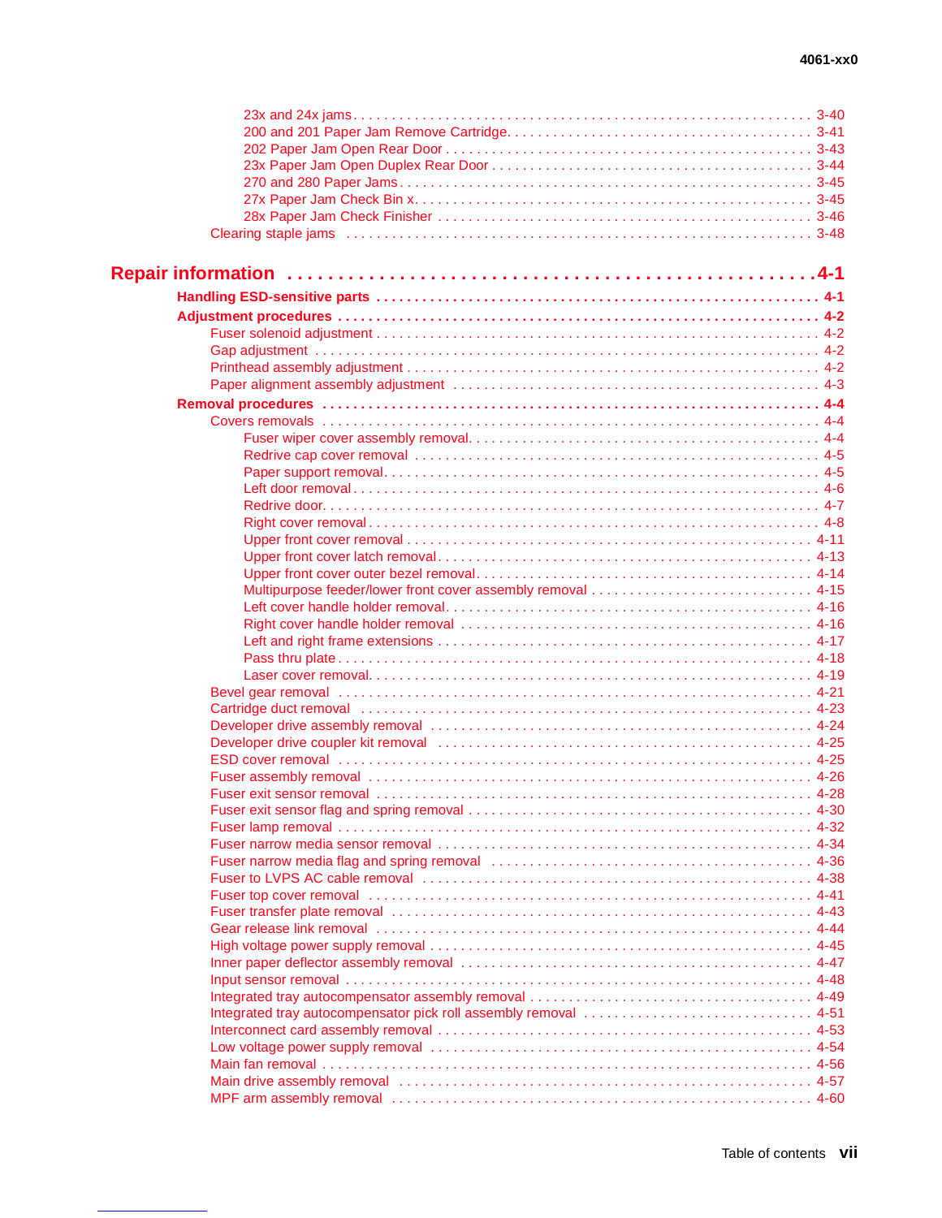23x and 24x jams . . . . . . . . . . . . . . . . . . . . . . . . . . . . . . . . . . . . . . . . . . . . . . . . . . . . . . . . . . . . 3-40
200 and 201 Paper Jam Remove Cartridge. . . . . . . . . . . . . . . . . . . . . . . . . . . . . . . . . . . . . . . . . 3-41
202 Paper Jam Open Rear Door . . . . . . . . . . . . . . . . . . . . . . . . . . . . . . . . . . . . . . . . . . . . . . . . 3-43
23x Paper Jam Open Duplex Rear Door . . . . . . . . . . . . . . . . . . . . . . . . . . . . . . . . . . . . . . . . . . 3-44
270 and 280 Paper Jams . . . . . . . . . . . . . . . . . . . . . . . . . . . . . . . . . . . . . . . . . . . . . . . . . . . . . 3-45
27x Paper Jam Check Bin x. . . . . . . . . . . . . . . . . . . . . . . . . . . . . . . . . . . . . . . . . . . . . . . . . . . . 3-45
28x Paper Jam Check Finisher . . . . . . . . . . . . . . . . . . . . . . . . . . . . . . . . . . . . . . . . . . . . . . . . . 3-46
Clearing staple jams . . . . . . . . . . . . . . . . . . . . . . . . . . . . . . . . . . . . . . . . . . . . . . . . . . . . . . . . . . . 3-48

# Repair information . . . . . . . . . . . . . . . . . . . . . . . . . . . . . . . . . . . . . . . . . . . . . 4-1

**Handling ESD-sensitive parts . . . . . . . . . . . . . . . . . . . . . . . . . . . . . . . . . . . . . . . . . . . . . . . . . 4-1**

**Adjustment procedures . . . . . . . . . . . . . . . . . . . . . . . . . . . . . . . . . . . . . . . . . . . . . . . . . . . . . . 4-2**

Fuser solenoid adjustment . . . . . . . . . . . . . . . . . . . . . . . . . . . . . . . . . . . . . . . . . . . . . . . . . . . . . . 4-2
Gap adjustment . . . . . . . . . . . . . . . . . . . . . . . . . . . . . . . . . . . . . . . . . . . . . . . . . . . . . . . . . . . . . . . 4-2
Printhead assembly adjustment . . . . . . . . . . . . . . . . . . . . . . . . . . . . . . . . . . . . . . . . . . . . . . . . . . 4-2
Paper alignment assembly adjustment . . . . . . . . . . . . . . . . . . . . . . . . . . . . . . . . . . . . . . . . . . . . . 4-3

**Removal procedures . . . . . . . . . . . . . . . . . . . . . . . . . . . . . . . . . . . . . . . . . . . . . . . . . . . . . . . . . 4-4**

Covers removals . . . . . . . . . . . . . . . . . . . . . . . . . . . . . . . . . . . . . . . . . . . . . . . . . . . . . . . . . . . . . . 4-4
Fuser wiper cover assembly removal. . . . . . . . . . . . . . . . . . . . . . . . . . . . . . . . . . . . . . . . . . . . 4-4
Redrive cap cover removal . . . . . . . . . . . . . . . . . . . . . . . . . . . . . . . . . . . . . . . . . . . . . . . . . . . 4-5
Paper support removal. . . . . . . . . . . . . . . . . . . . . . . . . . . . . . . . . . . . . . . . . . . . . . . . . . . . . . . 4-5
Left door removal . . . . . . . . . . . . . . . . . . . . . . . . . . . . . . . . . . . . . . . . . . . . . . . . . . . . . . . . . . . 4-6
Redrive door. . . . . . . . . . . . . . . . . . . . . . . . . . . . . . . . . . . . . . . . . . . . . . . . . . . . . . . . . . . . . . . 4-7
Right cover removal . . . . . . . . . . . . . . . . . . . . . . . . . . . . . . . . . . . . . . . . . . . . . . . . . . . . . . . . . 4-8
Upper front cover removal . . . . . . . . . . . . . . . . . . . . . . . . . . . . . . . . . . . . . . . . . . . . . . . . . . . 4-11
Upper front cover latch removal . . . . . . . . . . . . . . . . . . . . . . . . . . . . . . . . . . . . . . . . . . . . . . . 4-13
Upper front cover outer bezel removal . . . . . . . . . . . . . . . . . . . . . . . . . . . . . . . . . . . . . . . . . . 4-14
Multipurpose feeder/lower front cover assembly removal . . . . . . . . . . . . . . . . . . . . . . . . . . . . 4-15
Left cover handle holder removal. . . . . . . . . . . . . . . . . . . . . . . . . . . . . . . . . . . . . . . . . . . . . . 4-16
Right cover handle holder removal . . . . . . . . . . . . . . . . . . . . . . . . . . . . . . . . . . . . . . . . . . . . . 4-16
Left and right frame extensions . . . . . . . . . . . . . . . . . . . . . . . . . . . . . . . . . . . . . . . . . . . . . . . 4-17
Pass thru plate . . . . . . . . . . . . . . . . . . . . . . . . . . . . . . . . . . . . . . . . . . . . . . . . . . . . . . . . . . . . 4-18
Laser cover removal. . . . . . . . . . . . . . . . . . . . . . . . . . . . . . . . . . . . . . . . . . . . . . . . . . . . . . . . 4-19
Bevel gear removal . . . . . . . . . . . . . . . . . . . . . . . . . . . . . . . . . . . . . . . . . . . . . . . . . . . . . . . . . . . 4-21
Cartridge duct removal . . . . . . . . . . . . . . . . . . . . . . . . . . . . . . . . . . . . . . . . . . . . . . . . . . . . . . . . 4-23
Developer drive assembly removal . . . . . . . . . . . . . . . . . . . . . . . . . . . . . . . . . . . . . . . . . . . . . . . 4-24
Developer drive coupler kit removal . . . . . . . . . . . . . . . . . . . . . . . . . . . . . . . . . . . . . . . . . . . . . . 4-25
ESD cover removal . . . . . . . . . . . . . . . . . . . . . . . . . . . . . . . . . . . . . . . . . . . . . . . . . . . . . . . . . . . 4-25
Fuser assembly removal . . . . . . . . . . . . . . . . . . . . . . . . . . . . . . . . . . . . . . . . . . . . . . . . . . . . . . . 4-26
Fuser exit sensor removal . . . . . . . . . . . . . . . . . . . . . . . . . . . . . . . . . . . . . . . . . . . . . . . . . . . . . . 4-28
Fuser exit sensor flag and spring removal . . . . . . . . . . . . . . . . . . . . . . . . . . . . . . . . . . . . . . . . . . 4-30
Fuser lamp removal . . . . . . . . . . . . . . . . . . . . . . . . . . . . . . . . . . . . . . . . . . . . . . . . . . . . . . . . . . . 4-32
Fuser narrow media sensor removal . . . . . . . . . . . . . . . . . . . . . . . . . . . . . . . . . . . . . . . . . . . . . . 4-34
Fuser narrow media flag and spring removal . . . . . . . . . . . . . . . . . . . . . . . . . . . . . . . . . . . . . . . 4-36
Fuser to LVPS AC cable removal . . . . . . . . . . . . . . . . . . . . . . . . . . . . . . . . . . . . . . . . . . . . . . . . 4-38
Fuser top cover removal . . . . . . . . . . . . . . . . . . . . . . . . . . . . . . . . . . . . . . . . . . . . . . . . . . . . . . . 4-41
Fuser transfer plate removal . . . . . . . . . . . . . . . . . . . . . . . . . . . . . . . . . . . . . . . . . . . . . . . . . . . . 4-43
Gear release link removal . . . . . . . . . . . . . . . . . . . . . . . . . . . . . . . . . . . . . . . . . . . . . . . . . . . . . . 4-44
High voltage power supply removal . . . . . . . . . . . . . . . . . . . . . . . . . . . . . . . . . . . . . . . . . . . . . . . 4-45
Inner paper deflector assembly removal . . . . . . . . . . . . . . . . . . . . . . . . . . . . . . . . . . . . . . . . . . . 4-47
Input sensor removal . . . . . . . . . . . . . . . . . . . . . . . . . . . . . . . . . . . . . . . . . . . . . . . . . . . . . . . . . . 4-48
Integrated tray autocompensator assembly removal . . . . . . . . . . . . . . . . . . . . . . . . . . . . . . . . . . 4-49
Integrated tray autocompensator pick roll assembly removal . . . . . . . . . . . . . . . . . . . . . . . . . . . 4-51
Interconnect card assembly removal . . . . . . . . . . . . . . . . . . . . . . . . . . . . . . . . . . . . . . . . . . . . . . 4-53
Low voltage power supply removal . . . . . . . . . . . . . . . . . . . . . . . . . . . . . . . . . . . . . . . . . . . . . . . 4-54
Main fan removal . . . . . . . . . . . . . . . . . . . . . . . . . . . . . . . . . . . . . . . . . . . . . . . . . . . . . . . . . . . . . 4-56
Main drive assembly removal . . . . . . . . . . . . . . . . . . . . . . . . . . . . . . . . . . . . . . . . . . . . . . . . . . . 4-57
MPF arm assembly removal . . . . . . . . . . . . . . . . . . . . . . . . . . . . . . . . . . . . . . . . . . . . . . . . . . . . 4-60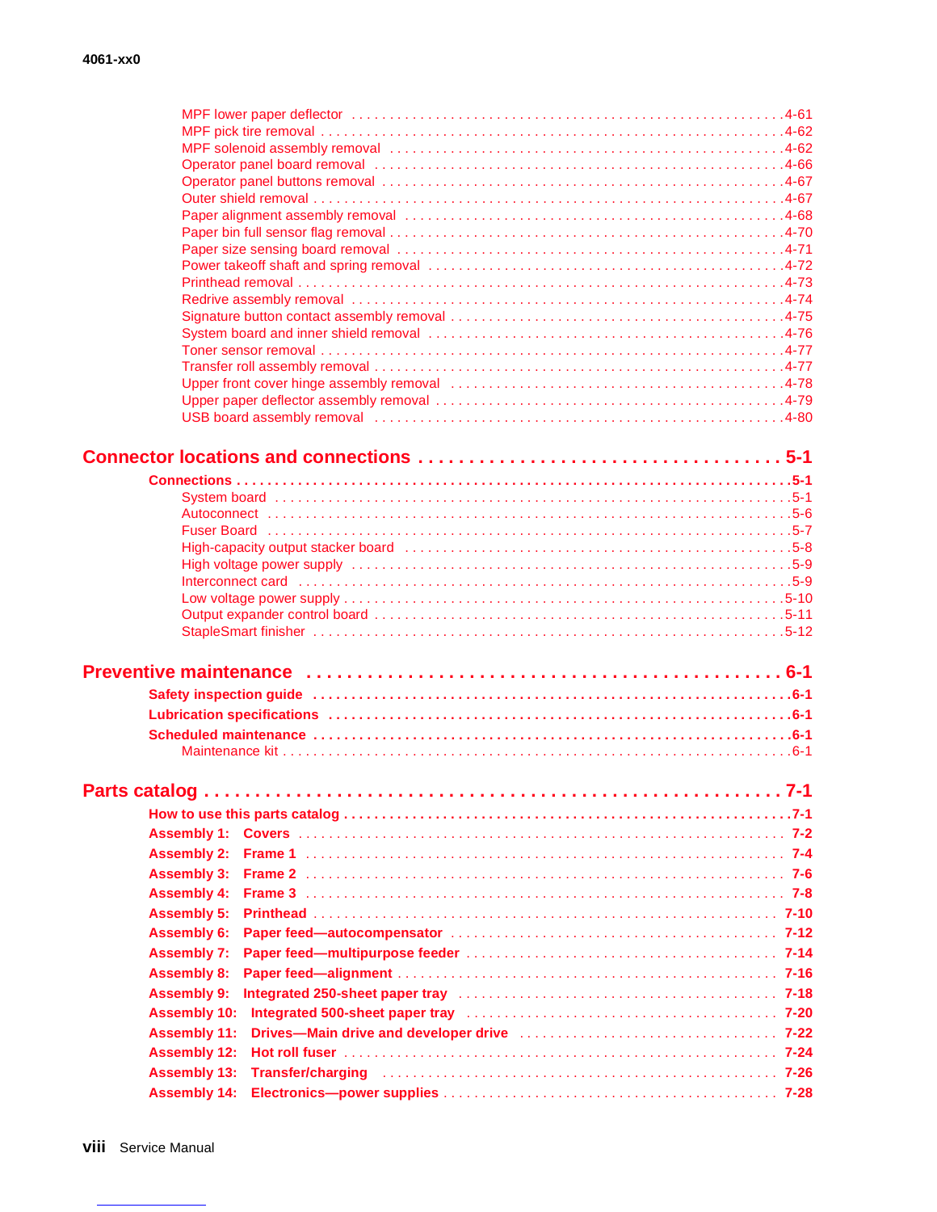MPF lower paper deflector . . . . . . . . . . . . . . . . . . . . . . . . . . . . . . . . . . . . . . . . . . . . . . . . . . . . . . . . . 4-61
MPF pick tire removal . . . . . . . . . . . . . . . . . . . . . . . . . . . . . . . . . . . . . . . . . . . . . . . . . . . . . . . . . . . . . 4-62
MPF solenoid assembly removal . . . . . . . . . . . . . . . . . . . . . . . . . . . . . . . . . . . . . . . . . . . . . . . . . . . . . 4-62
Operator panel board removal . . . . . . . . . . . . . . . . . . . . . . . . . . . . . . . . . . . . . . . . . . . . . . . . . . . . . . . 4-66
Operator panel buttons removal . . . . . . . . . . . . . . . . . . . . . . . . . . . . . . . . . . . . . . . . . . . . . . . . . . . . . . 4-67
Outer shield removal . . . . . . . . . . . . . . . . . . . . . . . . . . . . . . . . . . . . . . . . . . . . . . . . . . . . . . . . . . . . . . . 4-67
Paper alignment assembly removal . . . . . . . . . . . . . . . . . . . . . . . . . . . . . . . . . . . . . . . . . . . . . . . . . . . 4-68
Paper bin full sensor flag removal . . . . . . . . . . . . . . . . . . . . . . . . . . . . . . . . . . . . . . . . . . . . . . . . . . . . 4-70
Paper size sensing board removal . . . . . . . . . . . . . . . . . . . . . . . . . . . . . . . . . . . . . . . . . . . . . . . . . . . . 4-71
Power takeoff shaft and spring removal . . . . . . . . . . . . . . . . . . . . . . . . . . . . . . . . . . . . . . . . . . . . . . . . 4-72
Printhead removal . . . . . . . . . . . . . . . . . . . . . . . . . . . . . . . . . . . . . . . . . . . . . . . . . . . . . . . . . . . . . . . . . 4-73
Redrive assembly removal . . . . . . . . . . . . . . . . . . . . . . . . . . . . . . . . . . . . . . . . . . . . . . . . . . . . . . . . . . 4-74
Signature button contact assembly removal . . . . . . . . . . . . . . . . . . . . . . . . . . . . . . . . . . . . . . . . . . . . . 4-75
System board and inner shield removal . . . . . . . . . . . . . . . . . . . . . . . . . . . . . . . . . . . . . . . . . . . . . . . . 4-76
Toner sensor removal . . . . . . . . . . . . . . . . . . . . . . . . . . . . . . . . . . . . . . . . . . . . . . . . . . . . . . . . . . . . . . 4-77
Transfer roll assembly removal . . . . . . . . . . . . . . . . . . . . . . . . . . . . . . . . . . . . . . . . . . . . . . . . . . . . . . . 4-77
Upper front cover hinge assembly removal . . . . . . . . . . . . . . . . . . . . . . . . . . . . . . . . . . . . . . . . . . . . . 4-78
Upper paper deflector assembly removal . . . . . . . . . . . . . . . . . . . . . . . . . . . . . . . . . . . . . . . . . . . . . . 4-79
USB board assembly removal . . . . . . . . . . . . . . . . . . . . . . . . . . . . . . . . . . . . . . . . . . . . . . . . . . . . . . . 4-80

## Connector locations and connections . . . . . . . . . . . . . . . . . . . . . . . . . . . . . . . . . . . . 5-1

**Connections . . . . . . . . . . . . . . . . . . . . . . . . . . . . . . . . . . . . . . . . . . . . . . . . . . . . . . . . . . . . . . . . . . . . . 5-1**
System board . . . . . . . . . . . . . . . . . . . . . . . . . . . . . . . . . . . . . . . . . . . . . . . . . . . . . . . . . . . . . . . . . . . . 5-1
Autoconnect . . . . . . . . . . . . . . . . . . . . . . . . . . . . . . . . . . . . . . . . . . . . . . . . . . . . . . . . . . . . . . . . . . . . . 5-6
Fuser Board . . . . . . . . . . . . . . . . . . . . . . . . . . . . . . . . . . . . . . . . . . . . . . . . . . . . . . . . . . . . . . . . . . . . . 5-7
High-capacity output stacker board . . . . . . . . . . . . . . . . . . . . . . . . . . . . . . . . . . . . . . . . . . . . . . . . . . . 5-8
High voltage power supply . . . . . . . . . . . . . . . . . . . . . . . . . . . . . . . . . . . . . . . . . . . . . . . . . . . . . . . . . . 5-9
Interconnect card . . . . . . . . . . . . . . . . . . . . . . . . . . . . . . . . . . . . . . . . . . . . . . . . . . . . . . . . . . . . . . . . . 5-9
Low voltage power supply . . . . . . . . . . . . . . . . . . . . . . . . . . . . . . . . . . . . . . . . . . . . . . . . . . . . . . . . . . 5-10
Output expander control board . . . . . . . . . . . . . . . . . . . . . . . . . . . . . . . . . . . . . . . . . . . . . . . . . . . . . . 5-11
StapleSmart finisher . . . . . . . . . . . . . . . . . . . . . . . . . . . . . . . . . . . . . . . . . . . . . . . . . . . . . . . . . . . . . . 5-12

## Preventive maintenance . . . . . . . . . . . . . . . . . . . . . . . . . . . . . . . . . . . . . . . . . . . . . . 6-1

**Safety inspection guide . . . . . . . . . . . . . . . . . . . . . . . . . . . . . . . . . . . . . . . . . . . . . . . . . . . . . . . . . . . . 6-1**
**Lubrication specifications . . . . . . . . . . . . . . . . . . . . . . . . . . . . . . . . . . . . . . . . . . . . . . . . . . . . . . . . . . 6-1**
**Scheduled maintenance . . . . . . . . . . . . . . . . . . . . . . . . . . . . . . . . . . . . . . . . . . . . . . . . . . . . . . . . . . . . 6-1**
Maintenance kit . . . . . . . . . . . . . . . . . . . . . . . . . . . . . . . . . . . . . . . . . . . . . . . . . . . . . . . . . . . . . . . . . . 6-1

## Parts catalog . . . . . . . . . . . . . . . . . . . . . . . . . . . . . . . . . . . . . . . . . . . . . . . . . . . . . . . 7-1

**How to use this parts catalog . . . . . . . . . . . . . . . . . . . . . . . . . . . . . . . . . . . . . . . . . . . . . . . . . . . . . . . 7-1**
**Assembly 1: Covers . . . . . . . . . . . . . . . . . . . . . . . . . . . . . . . . . . . . . . . . . . . . . . . . . . . . . . . . . . . . . . 7-2**
**Assembly 2: Frame 1 . . . . . . . . . . . . . . . . . . . . . . . . . . . . . . . . . . . . . . . . . . . . . . . . . . . . . . . . . . . . . 7-4**
**Assembly 3: Frame 2 . . . . . . . . . . . . . . . . . . . . . . . . . . . . . . . . . . . . . . . . . . . . . . . . . . . . . . . . . . . . . 7-6**
**Assembly 4: Frame 3 . . . . . . . . . . . . . . . . . . . . . . . . . . . . . . . . . . . . . . . . . . . . . . . . . . . . . . . . . . . . . 7-8**
**Assembly 5: Printhead . . . . . . . . . . . . . . . . . . . . . . . . . . . . . . . . . . . . . . . . . . . . . . . . . . . . . . . . . . . 7-10**
**Assembly 6: Paper feed—autocompensator . . . . . . . . . . . . . . . . . . . . . . . . . . . . . . . . . . . . . . . . . . 7-12**
**Assembly 7: Paper feed—multipurpose feeder . . . . . . . . . . . . . . . . . . . . . . . . . . . . . . . . . . . . . . . 7-14**
**Assembly 8: Paper feed—alignment . . . . . . . . . . . . . . . . . . . . . . . . . . . . . . . . . . . . . . . . . . . . . . . . 7-16**
**Assembly 9: Integrated 250-sheet paper tray . . . . . . . . . . . . . . . . . . . . . . . . . . . . . . . . . . . . . . . . 7-18**
**Assembly 10: Integrated 500-sheet paper tray . . . . . . . . . . . . . . . . . . . . . . . . . . . . . . . . . . . . . . . 7-20**
**Assembly 11: Drives—Main drive and developer drive . . . . . . . . . . . . . . . . . . . . . . . . . . . . . . . . . 7-22**
**Assembly 12: Hot roll fuser . . . . . . . . . . . . . . . . . . . . . . . . . . . . . . . . . . . . . . . . . . . . . . . . . . . . . . . 7-24**
**Assembly 13: Transfer/charging . . . . . . . . . . . . . . . . . . . . . . . . . . . . . . . . . . . . . . . . . . . . . . . . . . . 7-26**
**Assembly 14: Electronics—power supplies . . . . . . . . . . . . . . . . . . . . . . . . . . . . . . . . . . . . . . . . . . 7-28**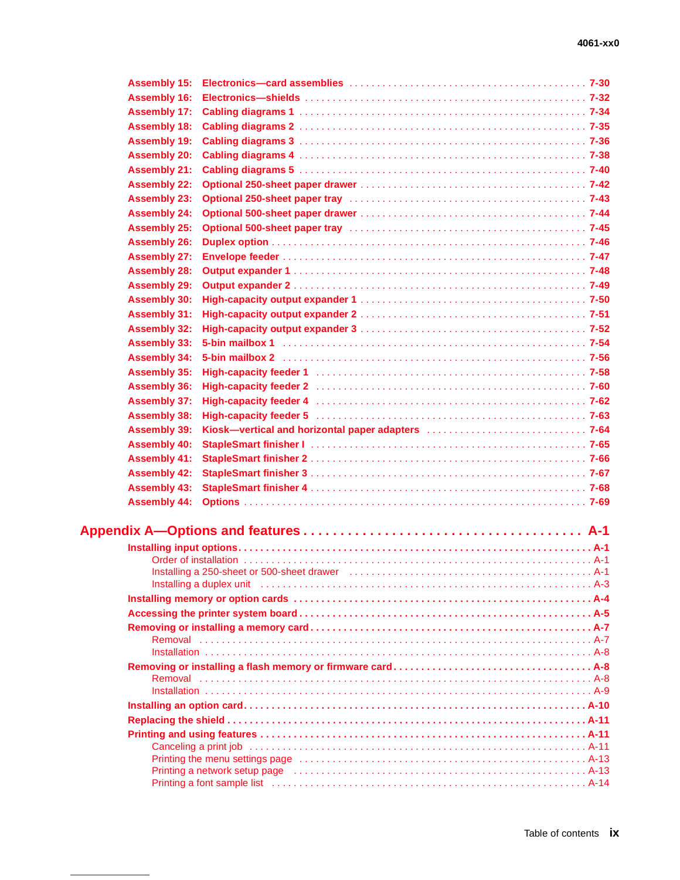Assembly 15: Electronics—card assemblies . . . . . . . . . . 7-30
Assembly 16: Electronics—shields . . . . . . . . . . 7-32
Assembly 17: Cabling diagrams 1 . . . . . . . . . . 7-34
Assembly 18: Cabling diagrams 2 . . . . . . . . . . 7-35
Assembly 19: Cabling diagrams 3 . . . . . . . . . . 7-36
Assembly 20: Cabling diagrams 4 . . . . . . . . . . 7-38
Assembly 21: Cabling diagrams 5 . . . . . . . . . . 7-40
Assembly 22: Optional 250-sheet paper drawer . . . . . . . . . . 7-42
Assembly 23: Optional 250-sheet paper tray . . . . . . . . . . 7-43
Assembly 24: Optional 500-sheet paper drawer . . . . . . . . . . 7-44
Assembly 25: Optional 500-sheet paper tray . . . . . . . . . . 7-45
Assembly 26: Duplex option . . . . . . . . . . 7-46
Assembly 27: Envelope feeder . . . . . . . . . . 7-47
Assembly 28: Output expander 1 . . . . . . . . . . 7-48
Assembly 29: Output expander 2 . . . . . . . . . . 7-49
Assembly 30: High-capacity output expander 1 . . . . . . . . . . 7-50
Assembly 31: High-capacity output expander 2 . . . . . . . . . . 7-51
Assembly 32: High-capacity output expander 3 . . . . . . . . . . 7-52
Assembly 33: 5-bin mailbox 1 . . . . . . . . . . 7-54
Assembly 34: 5-bin mailbox 2 . . . . . . . . . . 7-56
Assembly 35: High-capacity feeder 1 . . . . . . . . . . 7-58
Assembly 36: High-capacity feeder 2 . . . . . . . . . . 7-60
Assembly 37: High-capacity feeder 4 . . . . . . . . . . 7-62
Assembly 38: High-capacity feeder 5 . . . . . . . . . . 7-63
Assembly 39: Kiosk—vertical and horizontal paper adapters . . . . . . . . . . 7-64
Assembly 40: StapleSmart finisher I . . . . . . . . . . 7-65
Assembly 41: StapleSmart finisher 2 . . . . . . . . . . 7-66
Assembly 42: StapleSmart finisher 3 . . . . . . . . . . 7-67
Assembly 43: StapleSmart finisher 4 . . . . . . . . . . 7-68
Assembly 44: Options . . . . . . . . . . 7-69

## Appendix A—Options and features . . . . . . . . . . A-1

**Installing input options . . . . . . . . . . A-1**
- Order of installation . . . . . . . . . . A-1
- Installing a 250-sheet or 500-sheet drawer . . . . . . . . . . A-1
- Installing a duplex unit . . . . . . . . . . A-3

**Installing memory or option cards . . . . . . . . . . A-4**

**Accessing the printer system board . . . . . . . . . . A-5**

**Removing or installing a memory card . . . . . . . . . . A-7**
- Removal . . . . . . . . . . A-7
- Installation . . . . . . . . . . A-8

**Removing or installing a flash memory or firmware card . . . . . . . . . . A-8**
- Removal . . . . . . . . . . A-8
- Installation . . . . . . . . . . A-9

**Installing an option card . . . . . . . . . . A-10**

**Replacing the shield . . . . . . . . . . A-11**

**Printing and using features . . . . . . . . . . A-11**
- Canceling a print job . . . . . . . . . . A-11
- Printing the menu settings page . . . . . . . . . . A-13
- Printing a network setup page . . . . . . . . . . A-13
- Printing a font sample list . . . . . . . . . . A-14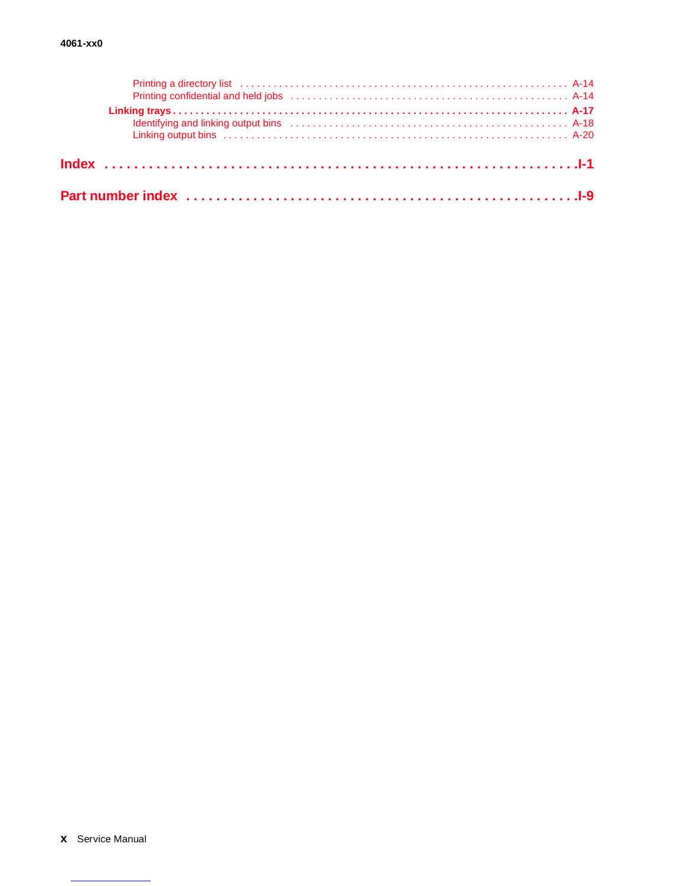Printing a directory list . . . . . . . . . . . . . . . . . . . . . . . . . . . . . . . . . . . . . . . . . . . . . . . . . . . . . . . . . . . . . A-14
Printing confidential and held jobs . . . . . . . . . . . . . . . . . . . . . . . . . . . . . . . . . . . . . . . . . . . . . . . . . . . . A-14

**Linking trays . . . . . . . . . . . . . . . . . . . . . . . . . . . . . . . . . . . . . . . . . . . . . . . . . . . . . . . . . . . . . . . . . . . . A-17**

Identifying and linking output bins . . . . . . . . . . . . . . . . . . . . . . . . . . . . . . . . . . . . . . . . . . . . . . . . . . . . A-18
Linking output bins . . . . . . . . . . . . . . . . . . . . . . . . . . . . . . . . . . . . . . . . . . . . . . . . . . . . . . . . . . . . . . . . . A-20

## Index . . . . . . . . . . . . . . . . . . . . . . . . . . . . . . . . . . . . . . . . . . . . . . . . . . . . . . . . . . . . . . .I-1

## Part number index . . . . . . . . . . . . . . . . . . . . . . . . . . . . . . . . . . . . . . . . . . . . . . . . . . . .I-9